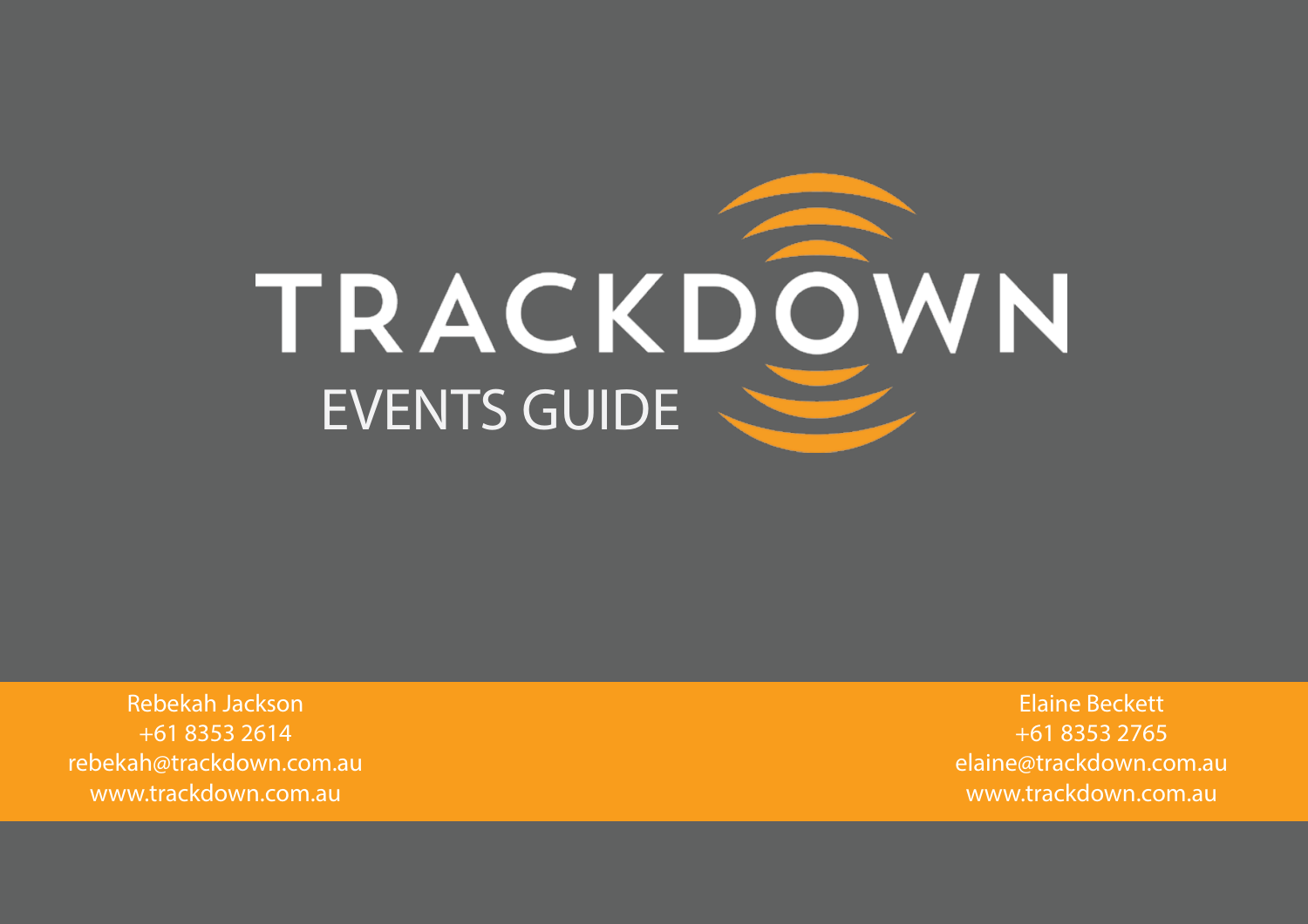# TRACKDOWN

## EVENTS GUIDE

Rebekah Jackson
+61 8353 2614
rebekah@trackdown.com.au
www.trackdown.com.au

Elaine Beckett
+61 8353 2765
elaine@trackdown.com.au
www.trackdown.com.au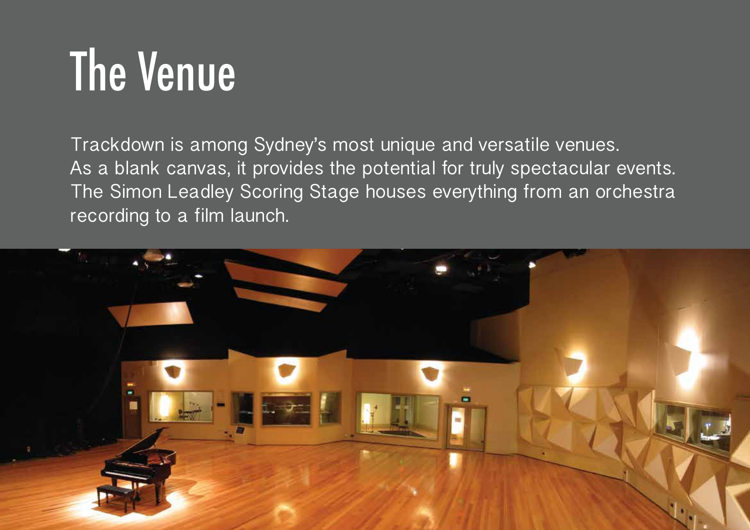# The Venue

Trackdown is among Sydney's most unique and versatile venues.
As a blank canvas, it provides the potential for truly spectacular events.
The Simon Leadley Scoring Stage houses everything from an orchestra recording to a film launch.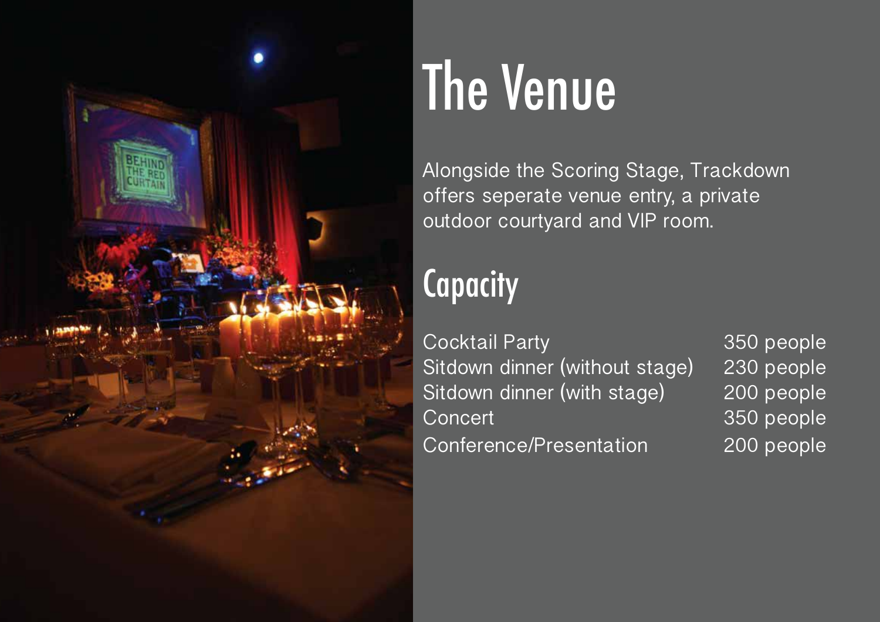# The Venue

Alongside the Scoring Stage, Trackdown offers seperate venue entry, a private outdoor courtyard and VIP room.

## Capacity

| | |
|---|---|
| Cocktail Party | 350 people |
| Sitdown dinner (without stage) | 230 people |
| Sitdown dinner (with stage) | 200 people |
| Concert | 350 people |
| Conference/Presentation | 200 people |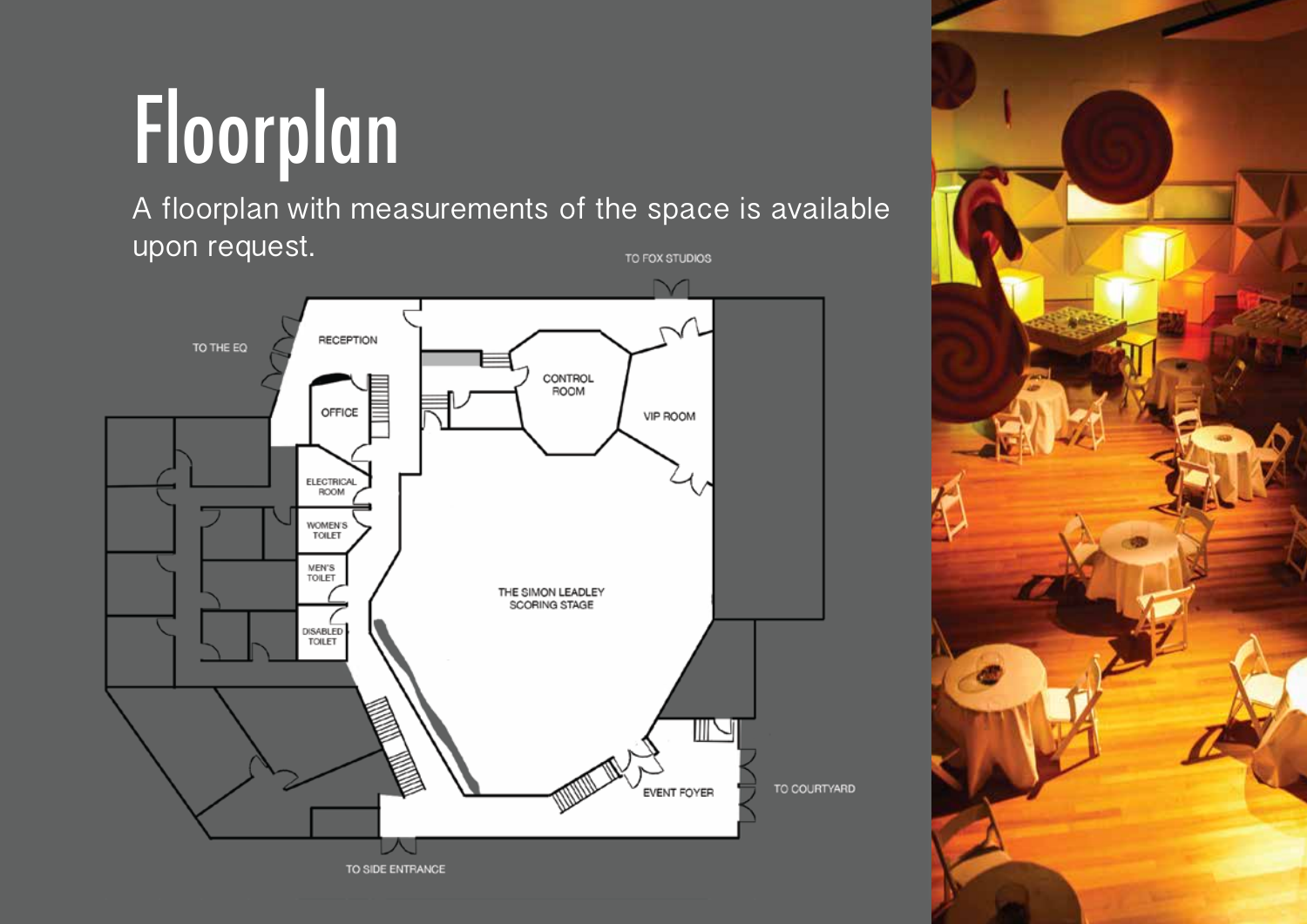# Floorplan

A floorplan with measurements of the space is available upon request.

TO FOX STUDIOS

TO THE EQ

RECEPTION

OFFICE

CONTROL ROOM

VIP ROOM

ELECTRICAL ROOM

WOMEN'S TOILET

MEN'S TOILET

DISABLED TOILET

THE SIMON LEADLEY SCORING STAGE

EVENT FOYER

TO COURTYARD

TO SIDE ENTRANCE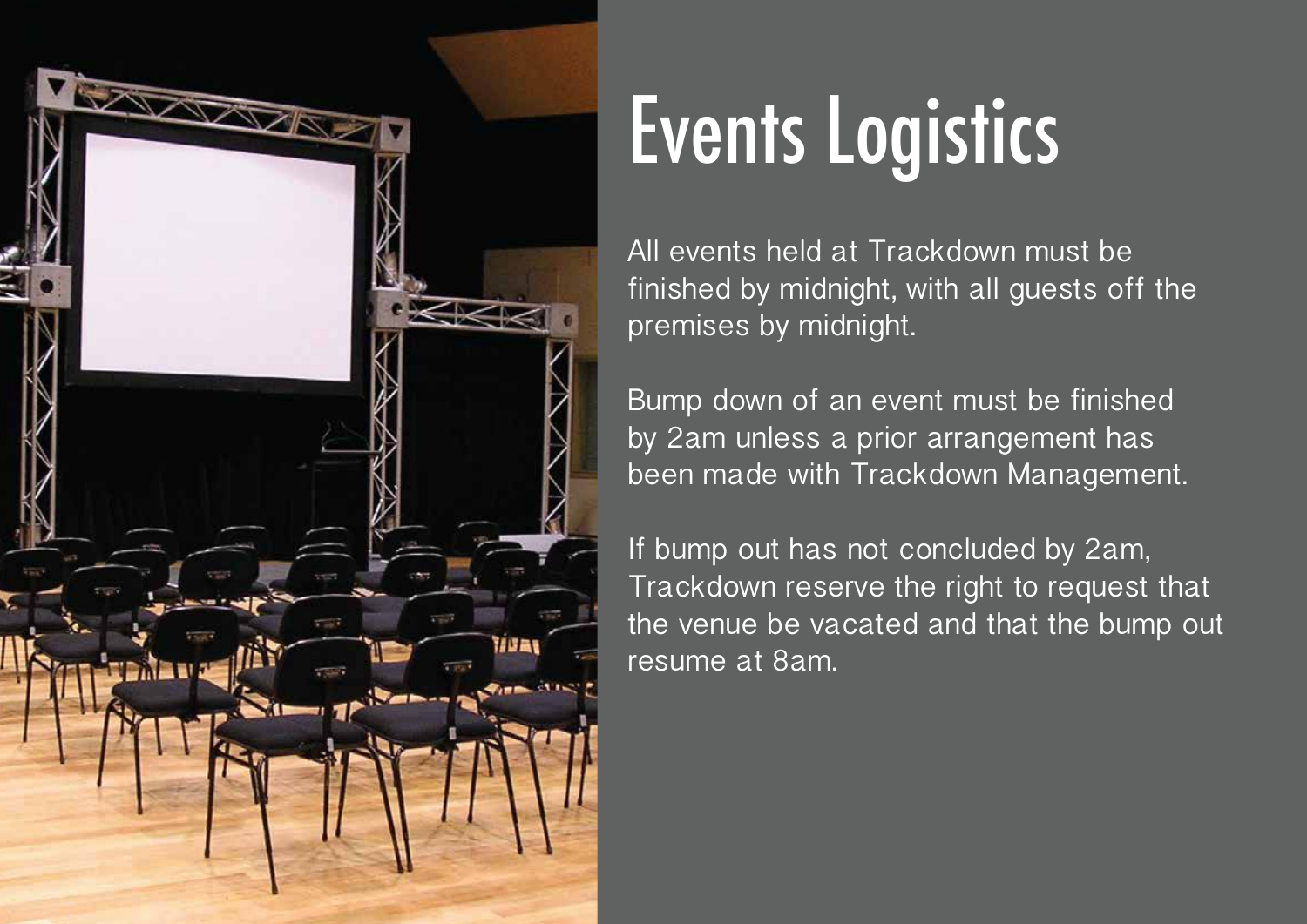# Events Logistics

All events held at Trackdown must be finished by midnight, with all guests off the premises by midnight.

Bump down of an event must be finished by 2am unless a prior arrangement has been made with Trackdown Management.

If bump out has not concluded by 2am, Trackdown reserve the right to request that the venue be vacated and that the bump out resume at 8am.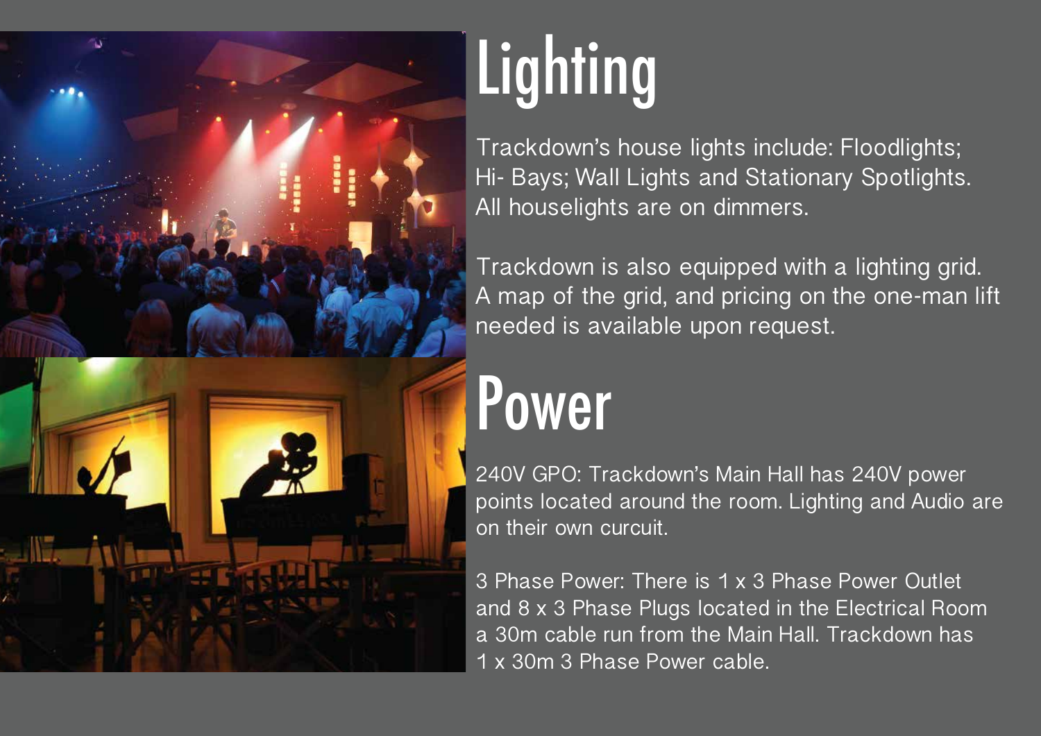# Lighting

Trackdown's house lights include: Floodlights; Hi- Bays; Wall Lights and Stationary Spotlights. All houselights are on dimmers.

Trackdown is also equipped with a lighting grid. A map of the grid, and pricing on the one-man lift needed is available upon request.

# Power

240V GPO: Trackdown's Main Hall has 240V power points located around the room. Lighting and Audio are on their own curcuit.

3 Phase Power: There is 1 x 3 Phase Power Outlet and 8 x 3 Phase Plugs located in the Electrical Room a 30m cable run from the Main Hall. Trackdown has 1 x 30m 3 Phase Power cable.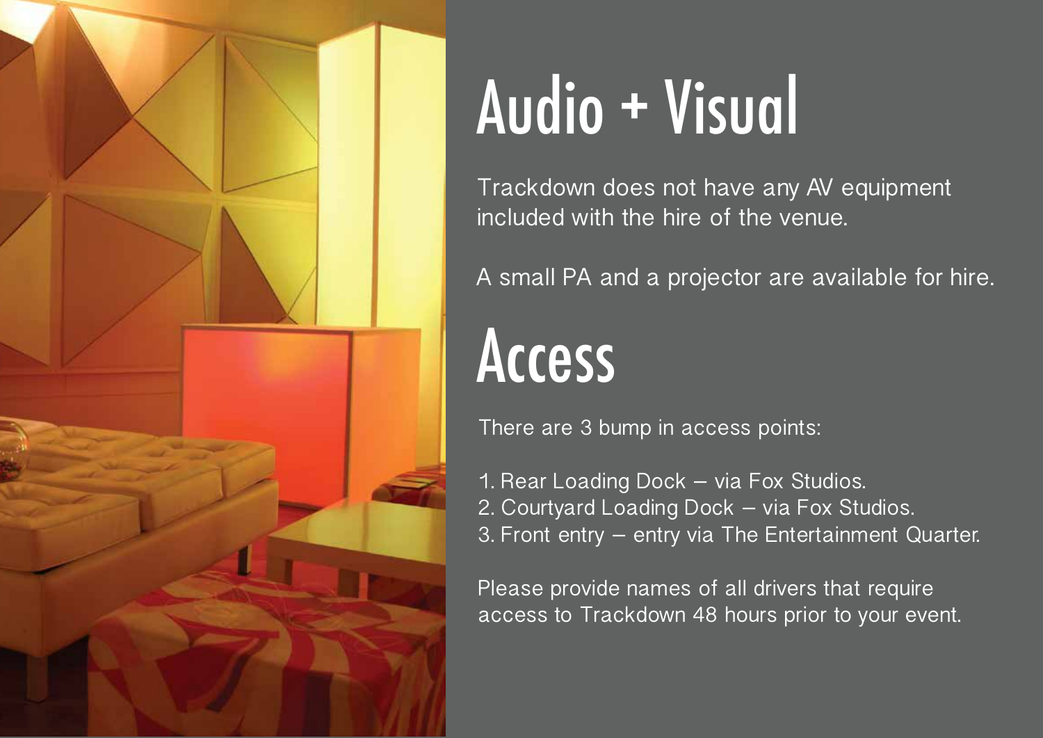# Audio + Visual

Trackdown does not have any AV equipment included with the hire of the venue.

A small PA and a projector are available for hire.

# Access

There are 3 bump in access points:

1. Rear Loading Dock – via Fox Studios.
2. Courtyard Loading Dock – via Fox Studios.
3. Front entry – entry via The Entertainment Quarter.

Please provide names of all drivers that require access to Trackdown 48 hours prior to your event.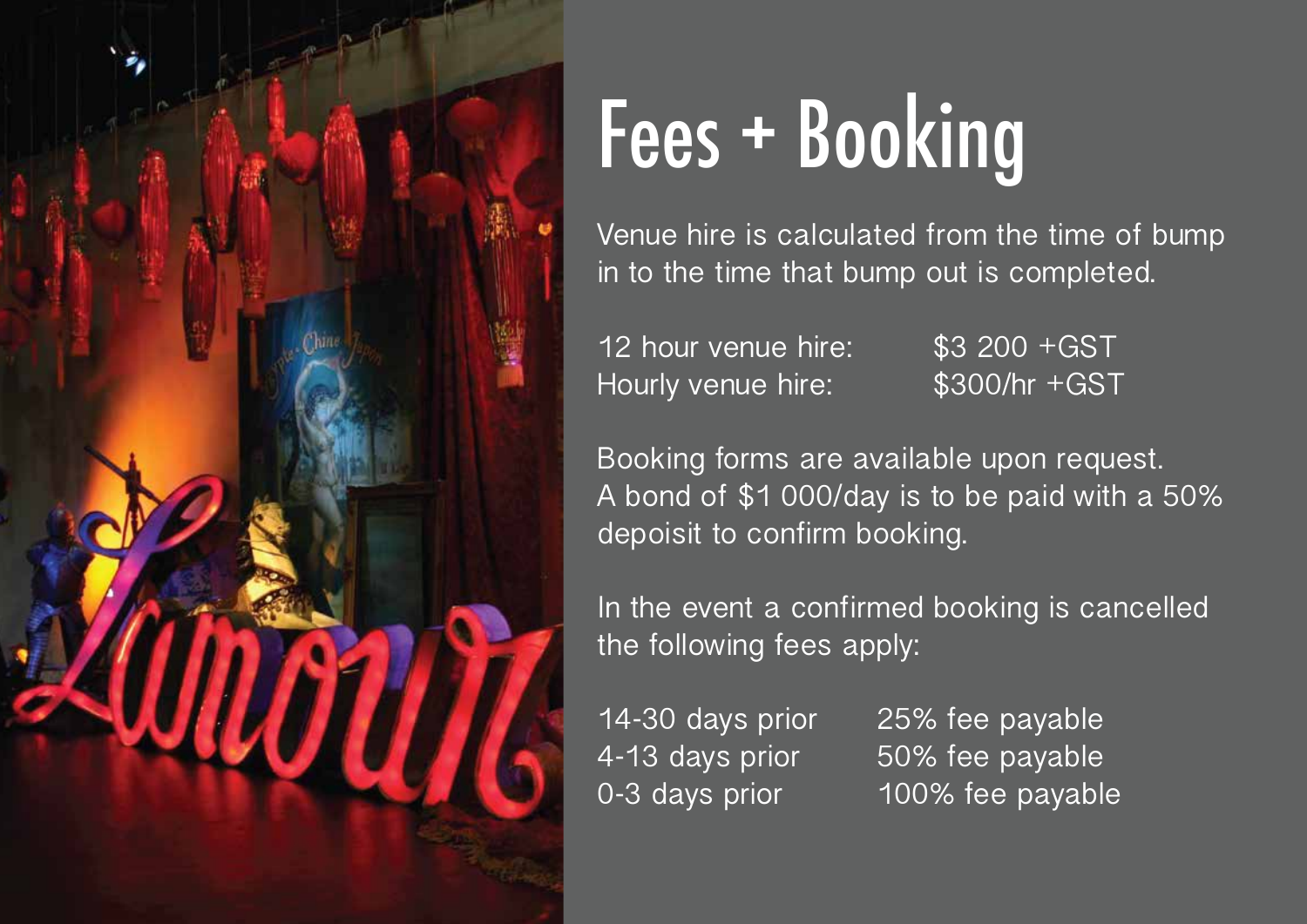# Fees + Booking

Venue hire is calculated from the time of bump in to the time that bump out is completed.

| | |
|---|---|
| 12 hour venue hire: | $3 200 +GST |
| Hourly venue hire: | $300/hr +GST |

Booking forms are available upon request.
A bond of $1 000/day is to be paid with a 50% depoisit to confirm booking.

In the event a confirmed booking is cancelled the following fees apply:

| | |
|---|---|
| 14-30 days prior | 25% fee payable |
| 4-13 days prior | 50% fee payable |
| 0-3 days prior | 100% fee payable |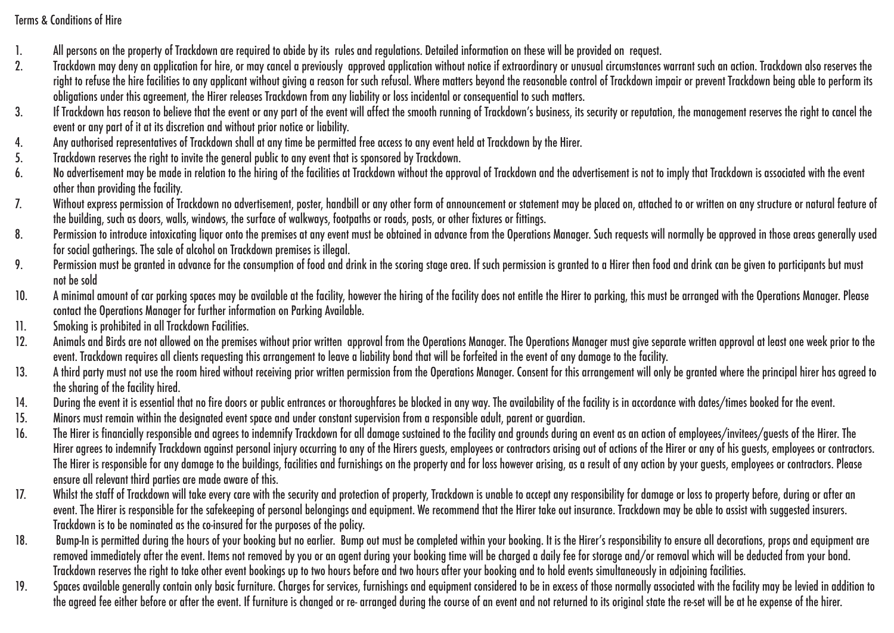Terms & Conditions of Hire

1. All persons on the property of Trackdown are required to abide by its rules and regulations. Detailed information on these will be provided on request.
2. Trackdown may deny an application for hire, or may cancel a previously approved application without notice if extraordinary or unusual circumstances warrant such an action. Trackdown also reserves the right to refuse the hire facilities to any applicant without giving a reason for such refusal. Where matters beyond the reasonable control of Trackdown impair or prevent Trackdown being able to perform its obligations under this agreement, the Hirer releases Trackdown from any liability or loss incidental or consequential to such matters.
3. If Trackdown has reason to believe that the event or any part of the event will affect the smooth running of Trackdown's business, its security or reputation, the management reserves the right to cancel the event or any part of it at its discretion and without prior notice or liability.
4. Any authorised representatives of Trackdown shall at any time be permitted free access to any event held at Trackdown by the Hirer.
5. Trackdown reserves the right to invite the general public to any event that is sponsored by Trackdown.
6. No advertisement may be made in relation to the hiring of the facilities at Trackdown without the approval of Trackdown and the advertisement is not to imply that Trackdown is associated with the event other than providing the facility.
7. Without express permission of Trackdown no advertisement, poster, handbill or any other form of announcement or statement may be placed on, attached to or written on any structure or natural feature of the building, such as doors, walls, windows, the surface of walkways, footpaths or roads, posts, or other fixtures or fittings.
8. Permission to introduce intoxicating liquor onto the premises at any event must be obtained in advance from the Operations Manager. Such requests will normally be approved in those areas generally used for social gatherings. The sale of alcohol on Trackdown premises is illegal.
9. Permission must be granted in advance for the consumption of food and drink in the scoring stage area. If such permission is granted to a Hirer then food and drink can be given to participants but must not be sold
10. A minimal amount of car parking spaces may be available at the facility, however the hiring of the facility does not entitle the Hirer to parking, this must be arranged with the Operations Manager. Please contact the Operations Manager for further information on Parking Available.
11. Smoking is prohibited in all Trackdown Facilities.
12. Animals and Birds are not allowed on the premises without prior written approval from the Operations Manager. The Operations Manager must give separate written approval at least one week prior to the event. Trackdown requires all clients requesting this arrangement to leave a liability bond that will be forfeited in the event of any damage to the facility.
13. A third party must not use the room hired without receiving prior written permission from the Operations Manager. Consent for this arrangement will only be granted where the principal hirer has agreed to the sharing of the facility hired.
14. During the event it is essential that no fire doors or public entrances or thoroughfares be blocked in any way. The availability of the facility is in accordance with dates/times booked for the event.
15. Minors must remain within the designated event space and under constant supervision from a responsible adult, parent or guardian.
16. The Hirer is financially responsible and agrees to indemnify Trackdown for all damage sustained to the facility and grounds during an event as an action of employees/invitees/guests of the Hirer. The Hirer agrees to indemnify Trackdown against personal injury occurring to any of the Hirers guests, employees or contractors arising out of actions of the Hirer or any of his guests, employees or contractors. The Hirer is responsible for any damage to the buildings, facilities and furnishings on the property and for loss however arising, as a result of any action by your guests, employees or contractors. Please ensure all relevant third parties are made aware of this.
17. Whilst the staff of Trackdown will take every care with the security and protection of property, Trackdown is unable to accept any responsibility for damage or loss to property before, during or after an event. The Hirer is responsible for the safekeeping of personal belongings and equipment. We recommend that the Hirer take out insurance. Trackdown may be able to assist with suggested insurers. Trackdown is to be nominated as the co-insured for the purposes of the policy.
18. Bump-In is permitted during the hours of your booking but no earlier. Bump out must be completed within your booking. It is the Hirer's responsibility to ensure all decorations, props and equipment are removed immediately after the event. Items not removed by you or an agent during your booking time will be charged a daily fee for storage and/or removal which will be deducted from your bond. Trackdown reserves the right to take other event bookings up to two hours before and two hours after your booking and to hold events simultaneously in adjoining facilities.
19. Spaces available generally contain only basic furniture. Charges for services, furnishings and equipment considered to be in excess of those normally associated with the facility may be levied in addition to the agreed fee either before or after the event. If furniture is changed or re- arranged during the course of an event and not returned to its original state the re-set will be at he expense of the hirer.